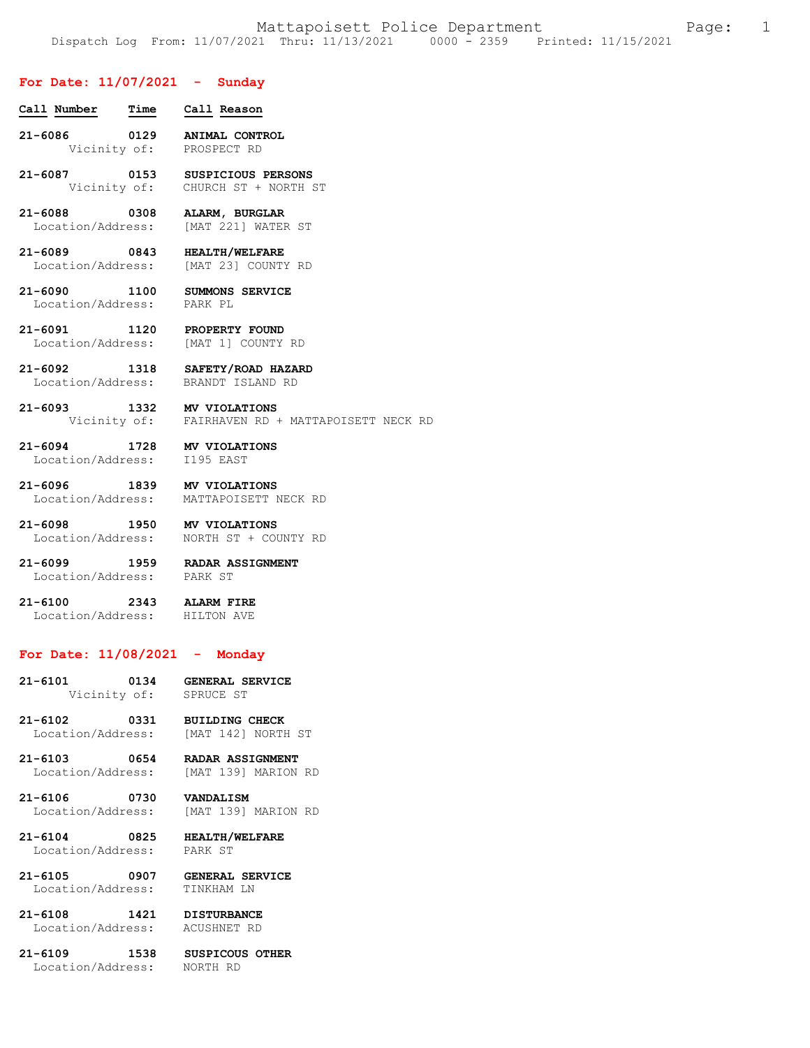Mattapoisett Police Department
Dispatch Log From: 11/07/2021 Thru: 11/13/2021 0000 - 2359 Printed: 11/15/2021

## For Date: 11/07/2021 - Sunday

| Call Number | Time | Call Reason |
|---|---|---|
| 21-6086 | 0129 | **ANIMAL CONTROL** |
| Vicinity of: | | PROSPECT RD |
| 21-6087 | 0153 | **SUSPICIOUS PERSONS** |
| Vicinity of: | | CHURCH ST + NORTH ST |
| 21-6088 | 0308 | **ALARM, BURGLAR** |
| Location/Address: | | [MAT 221] WATER ST |
| 21-6089 | 0843 | **HEALTH/WELFARE** |
| Location/Address: | | [MAT 23] COUNTY RD |
| 21-6090 | 1100 | **SUMMONS SERVICE** |
| Location/Address: | | PARK PL |
| 21-6091 | 1120 | **PROPERTY FOUND** |
| Location/Address: | | [MAT 1] COUNTY RD |
| 21-6092 | 1318 | **SAFETY/ROAD HAZARD** |
| Location/Address: | | BRANDT ISLAND RD |
| 21-6093 | 1332 | **MV VIOLATIONS** |
| Vicinity of: | | FAIRHAVEN RD + MATTAPOISETT NECK RD |
| 21-6094 | 1728 | **MV VIOLATIONS** |
| Location/Address: | | I195 EAST |
| 21-6096 | 1839 | **MV VIOLATIONS** |
| Location/Address: | | MATTAPOISETT NECK RD |
| 21-6098 | 1950 | **MV VIOLATIONS** |
| Location/Address: | | NORTH ST + COUNTY RD |
| 21-6099 | 1959 | **RADAR ASSIGNMENT** |
| Location/Address: | | PARK ST |
| 21-6100 | 2343 | **ALARM FIRE** |
| Location/Address: | | HILTON AVE |

## For Date: 11/08/2021 - Monday

| Call Number | Time | Call Reason |
|---|---|---|
| 21-6101 | 0134 | **GENERAL SERVICE** |
| Vicinity of: | | SPRUCE ST |
| 21-6102 | 0331 | **BUILDING CHECK** |
| Location/Address: | | [MAT 142] NORTH ST |
| 21-6103 | 0654 | **RADAR ASSIGNMENT** |
| Location/Address: | | [MAT 139] MARION RD |
| 21-6106 | 0730 | **VANDALISM** |
| Location/Address: | | [MAT 139] MARION RD |
| 21-6104 | 0825 | **HEALTH/WELFARE** |
| Location/Address: | | PARK ST |
| 21-6105 | 0907 | **GENERAL SERVICE** |
| Location/Address: | | TINKHAM LN |
| 21-6108 | 1421 | **DISTURBANCE** |
| Location/Address: | | ACUSHNET RD |
| 21-6109 | 1538 | **SUSPICOUS OTHER** |
| Location/Address: | | NORTH RD |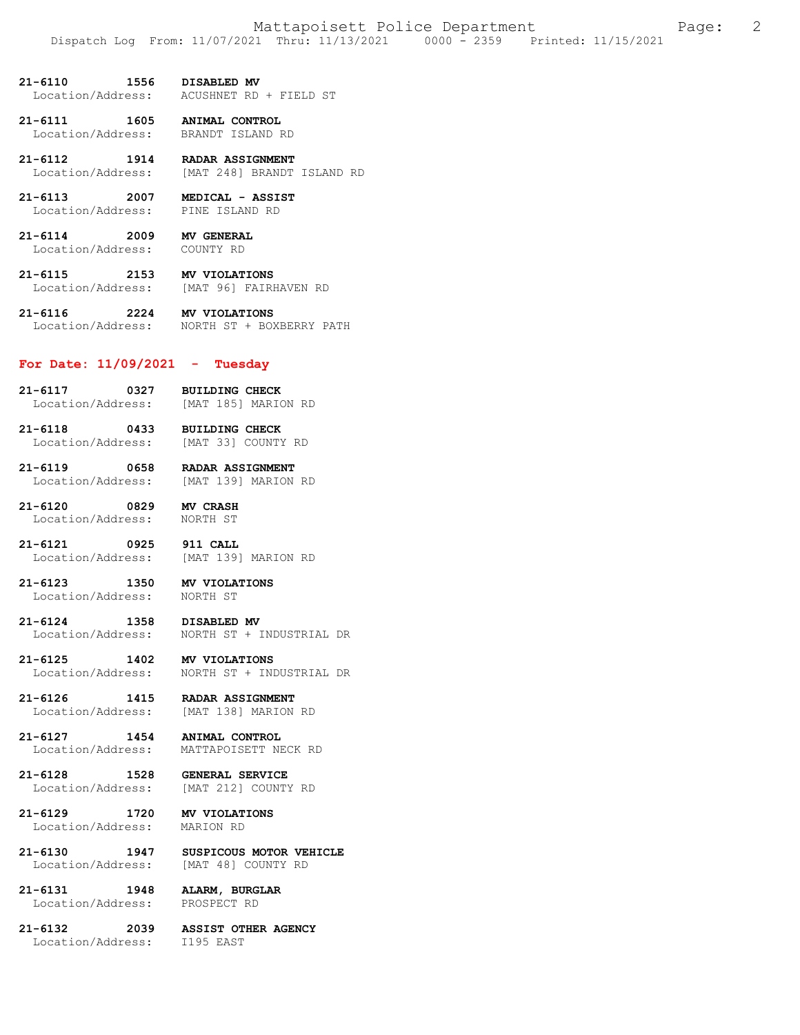**21-6110 1556 DISABLED MV**
Location/Address: ACUSHNET RD + FIELD ST

**21-6111 1605 ANIMAL CONTROL**
Location/Address: BRANDT ISLAND RD

**21-6112 1914 RADAR ASSIGNMENT**
Location/Address: [MAT 248] BRANDT ISLAND RD

**21-6113 2007 MEDICAL - ASSIST**
Location/Address: PINE ISLAND RD

**21-6114 2009 MV GENERAL**
Location/Address: COUNTY RD

**21-6115 2153 MV VIOLATIONS**
Location/Address: [MAT 96] FAIRHAVEN RD

**21-6116 2224 MV VIOLATIONS**
Location/Address: NORTH ST + BOXBERRY PATH

## For Date: 11/09/2021 - Tuesday

**21-6117 0327 BUILDING CHECK**
Location/Address: [MAT 185] MARION RD

**21-6118 0433 BUILDING CHECK**
Location/Address: [MAT 33] COUNTY RD

**21-6119 0658 RADAR ASSIGNMENT**
Location/Address: [MAT 139] MARION RD

**21-6120 0829 MV CRASH**
Location/Address: NORTH ST

**21-6121 0925 911 CALL**
Location/Address: [MAT 139] MARION RD

**21-6123 1350 MV VIOLATIONS**
Location/Address: NORTH ST

**21-6124 1358 DISABLED MV**
Location/Address: NORTH ST + INDUSTRIAL DR

**21-6125 1402 MV VIOLATIONS**
Location/Address: NORTH ST + INDUSTRIAL DR

**21-6126 1415 RADAR ASSIGNMENT**
Location/Address: [MAT 138] MARION RD

**21-6127 1454 ANIMAL CONTROL**
Location/Address: MATTAPOISETT NECK RD

**21-6128 1528 GENERAL SERVICE**
Location/Address: [MAT 212] COUNTY RD

**21-6129 1720 MV VIOLATIONS**
Location/Address: MARION RD

**21-6130 1947 SUSPICOUS MOTOR VEHICLE**
Location/Address: [MAT 48] COUNTY RD

**21-6131 1948 ALARM, BURGLAR**
Location/Address: PROSPECT RD

**21-6132 2039 ASSIST OTHER AGENCY**
Location/Address: I195 EAST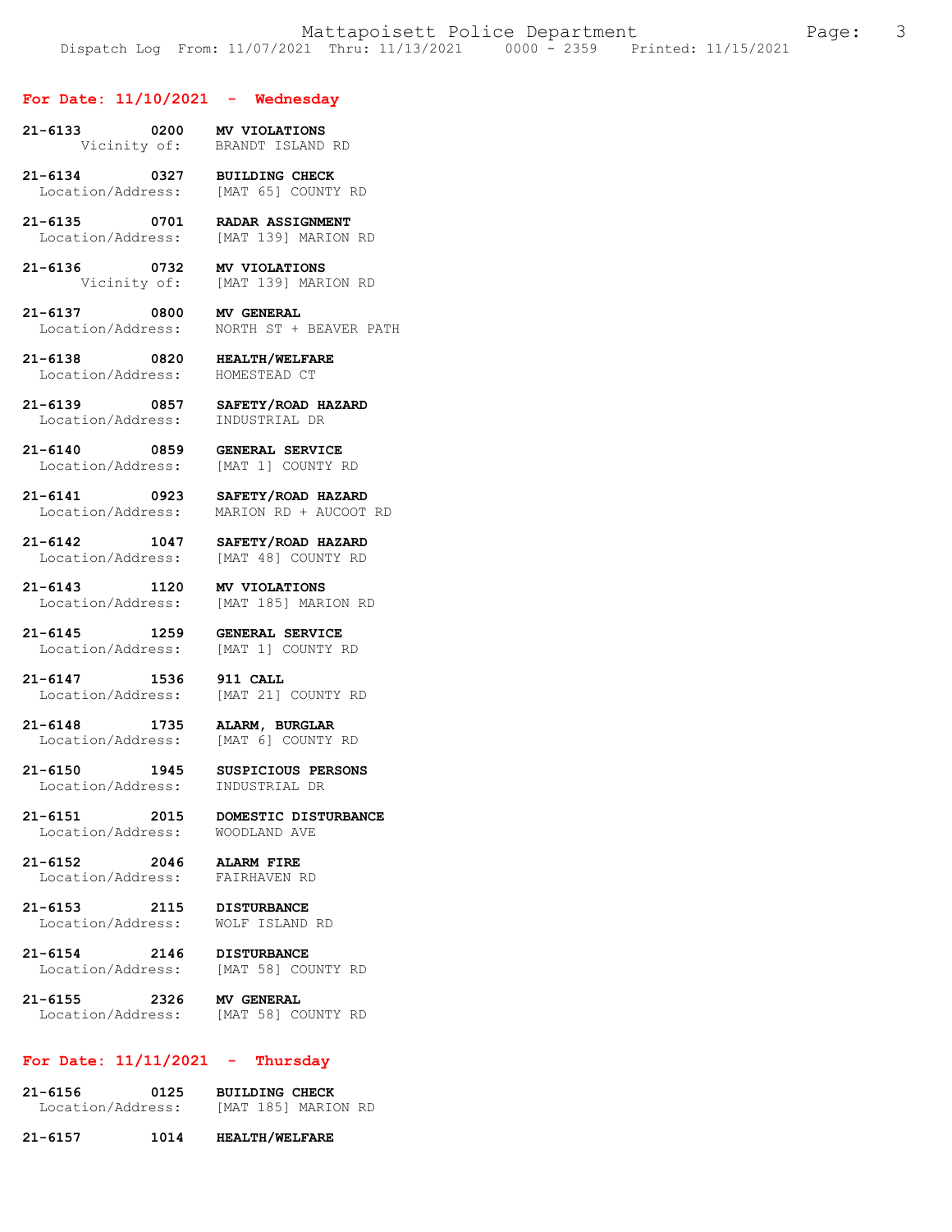## For Date: 11/10/2021 - Wednesday

**21-6133 0200 MV VIOLATIONS**
Vicinity of: BRANDT ISLAND RD

**21-6134 0327 BUILDING CHECK**
Location/Address: [MAT 65] COUNTY RD

**21-6135 0701 RADAR ASSIGNMENT**
Location/Address: [MAT 139] MARION RD

**21-6136 0732 MV VIOLATIONS**
Vicinity of: [MAT 139] MARION RD

**21-6137 0800 MV GENERAL**
Location/Address: NORTH ST + BEAVER PATH

**21-6138 0820 HEALTH/WELFARE**
Location/Address: HOMESTEAD CT

**21-6139 0857 SAFETY/ROAD HAZARD**
Location/Address: INDUSTRIAL DR

**21-6140 0859 GENERAL SERVICE**
Location/Address: [MAT 1] COUNTY RD

**21-6141 0923 SAFETY/ROAD HAZARD**
Location/Address: MARION RD + AUCOOT RD

**21-6142 1047 SAFETY/ROAD HAZARD**
Location/Address: [MAT 48] COUNTY RD

**21-6143 1120 MV VIOLATIONS**
Location/Address: [MAT 185] MARION RD

**21-6145 1259 GENERAL SERVICE**
Location/Address: [MAT 1] COUNTY RD

**21-6147 1536 911 CALL**
Location/Address: [MAT 21] COUNTY RD

**21-6148 1735 ALARM, BURGLAR**
Location/Address: [MAT 6] COUNTY RD

**21-6150 1945 SUSPICIOUS PERSONS**
Location/Address: INDUSTRIAL DR

**21-6151 2015 DOMESTIC DISTURBANCE**
Location/Address: WOODLAND AVE

**21-6152 2046 ALARM FIRE**
Location/Address: FAIRHAVEN RD

**21-6153 2115 DISTURBANCE**
Location/Address: WOLF ISLAND RD

**21-6154 2146 DISTURBANCE**
Location/Address: [MAT 58] COUNTY RD

**21-6155 2326 MV GENERAL**
Location/Address: [MAT 58] COUNTY RD

## For Date: 11/11/2021 - Thursday

**21-6156 0125 BUILDING CHECK**
Location/Address: [MAT 185] MARION RD

**21-6157 1014 HEALTH/WELFARE**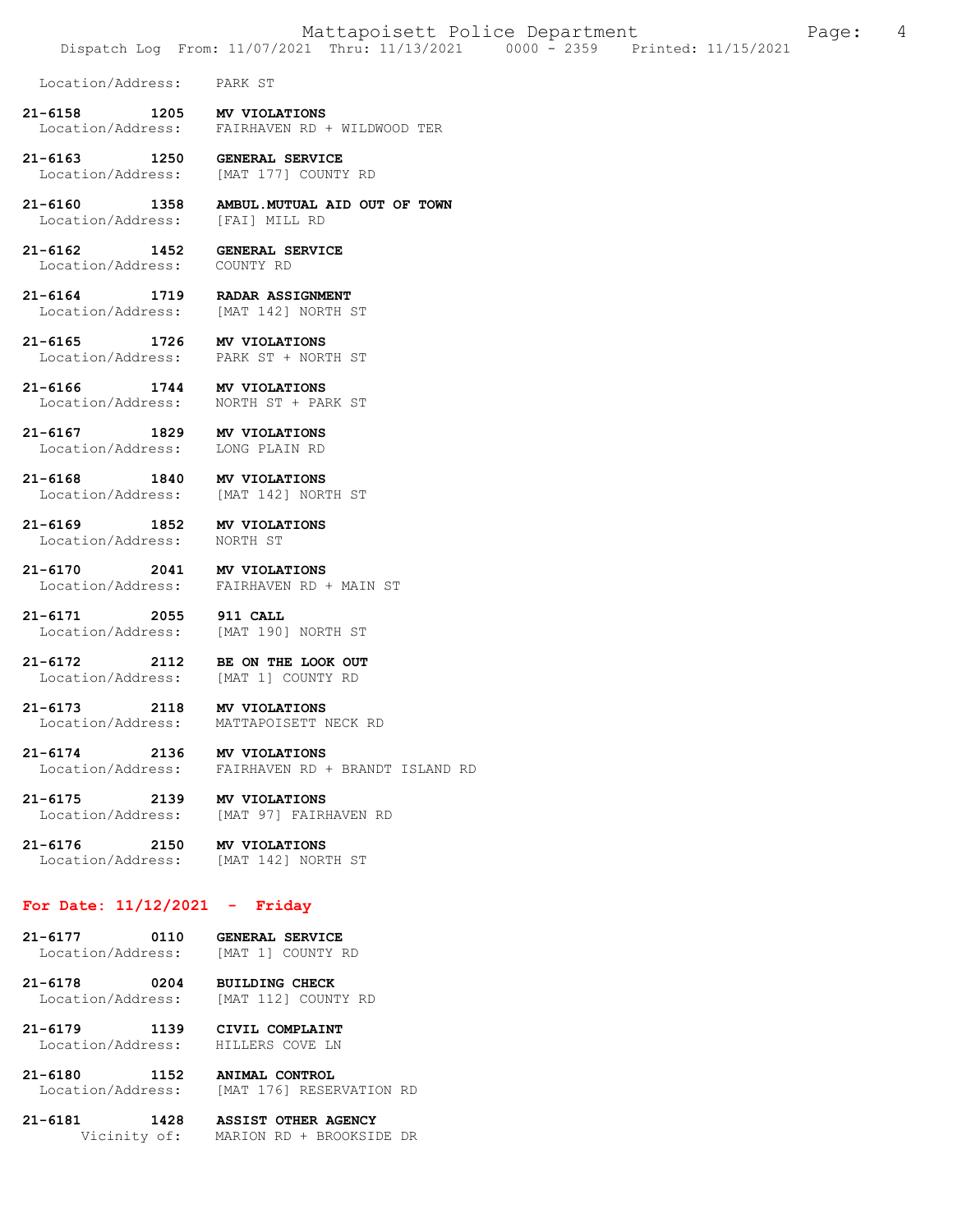Location/Address: PARK ST

**21-6158 1205 MV VIOLATIONS**
Location/Address: FAIRHAVEN RD + WILDWOOD TER

**21-6163 1250 GENERAL SERVICE**
Location/Address: [MAT 177] COUNTY RD

**21-6160 1358 AMBUL.MUTUAL AID OUT OF TOWN**
Location/Address: [FAI] MILL RD

**21-6162 1452 GENERAL SERVICE**
Location/Address: COUNTY RD

**21-6164 1719 RADAR ASSIGNMENT**
Location/Address: [MAT 142] NORTH ST

**21-6165 1726 MV VIOLATIONS**
Location/Address: PARK ST + NORTH ST

**21-6166 1744 MV VIOLATIONS**
Location/Address: NORTH ST + PARK ST

**21-6167 1829 MV VIOLATIONS**
Location/Address: LONG PLAIN RD

**21-6168 1840 MV VIOLATIONS**
Location/Address: [MAT 142] NORTH ST

**21-6169 1852 MV VIOLATIONS**
Location/Address: NORTH ST

**21-6170 2041 MV VIOLATIONS**
Location/Address: FAIRHAVEN RD + MAIN ST

**21-6171 2055 911 CALL**
Location/Address: [MAT 190] NORTH ST

**21-6172 2112 BE ON THE LOOK OUT**
Location/Address: [MAT 1] COUNTY RD

**21-6173 2118 MV VIOLATIONS**
Location/Address: MATTAPOISETT NECK RD

**21-6174 2136 MV VIOLATIONS**
Location/Address: FAIRHAVEN RD + BRANDT ISLAND RD

**21-6175 2139 MV VIOLATIONS**
Location/Address: [MAT 97] FAIRHAVEN RD

**21-6176 2150 MV VIOLATIONS**
Location/Address: [MAT 142] NORTH ST

## For Date: 11/12/2021 - Friday

**21-6177 0110 GENERAL SERVICE**
Location/Address: [MAT 1] COUNTY RD

**21-6178 0204 BUILDING CHECK**
Location/Address: [MAT 112] COUNTY RD

**21-6179 1139 CIVIL COMPLAINT**
Location/Address: HILLERS COVE LN

**21-6180 1152 ANIMAL CONTROL**
Location/Address: [MAT 176] RESERVATION RD

**21-6181 1428 ASSIST OTHER AGENCY**
Vicinity of: MARION RD + BROOKSIDE DR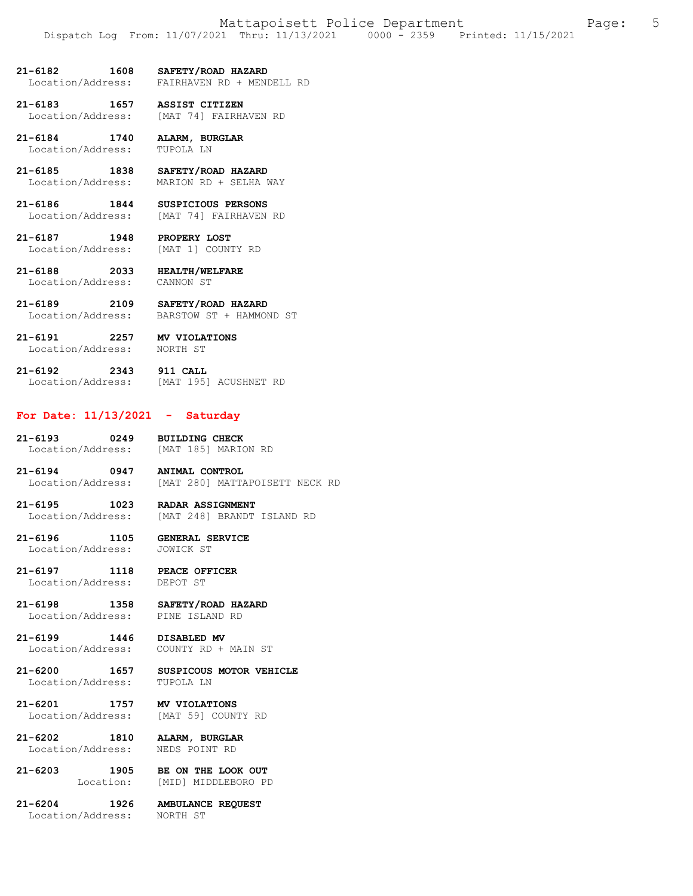**21-6182 1608 SAFETY/ROAD HAZARD**
Location/Address: FAIRHAVEN RD + MENDELL RD

**21-6183 1657 ASSIST CITIZEN**
Location/Address: [MAT 74] FAIRHAVEN RD

**21-6184 1740 ALARM, BURGLAR**
Location/Address: TUPOLA LN

**21-6185 1838 SAFETY/ROAD HAZARD**
Location/Address: MARION RD + SELHA WAY

**21-6186 1844 SUSPICIOUS PERSONS**
Location/Address: [MAT 74] FAIRHAVEN RD

**21-6187 1948 PROPERY LOST**
Location/Address: [MAT 1] COUNTY RD

**21-6188 2033 HEALTH/WELFARE**
Location/Address: CANNON ST

**21-6189 2109 SAFETY/ROAD HAZARD**
Location/Address: BARSTOW ST + HAMMOND ST

**21-6191 2257 MV VIOLATIONS**
Location/Address: NORTH ST

**21-6192 2343 911 CALL**
Location/Address: [MAT 195] ACUSHNET RD

## For Date: 11/13/2021 - Saturday

**21-6193 0249 BUILDING CHECK**
Location/Address: [MAT 185] MARION RD

**21-6194 0947 ANIMAL CONTROL**
Location/Address: [MAT 280] MATTAPOISETT NECK RD

**21-6195 1023 RADAR ASSIGNMENT**
Location/Address: [MAT 248] BRANDT ISLAND RD

**21-6196 1105 GENERAL SERVICE**
Location/Address: JOWICK ST

**21-6197 1118 PEACE OFFICER**
Location/Address: DEPOT ST

**21-6198 1358 SAFETY/ROAD HAZARD**
Location/Address: PINE ISLAND RD

**21-6199 1446 DISABLED MV**
Location/Address: COUNTY RD + MAIN ST

**21-6200 1657 SUSPICOUS MOTOR VEHICLE**
Location/Address: TUPOLA LN

**21-6201 1757 MV VIOLATIONS**
Location/Address: [MAT 59] COUNTY RD

**21-6202 1810 ALARM, BURGLAR**
Location/Address: NEDS POINT RD

**21-6203 1905 BE ON THE LOOK OUT**
Location: [MID] MIDDLEBORO PD

**21-6204 1926 AMBULANCE REQUEST**
Location/Address: NORTH ST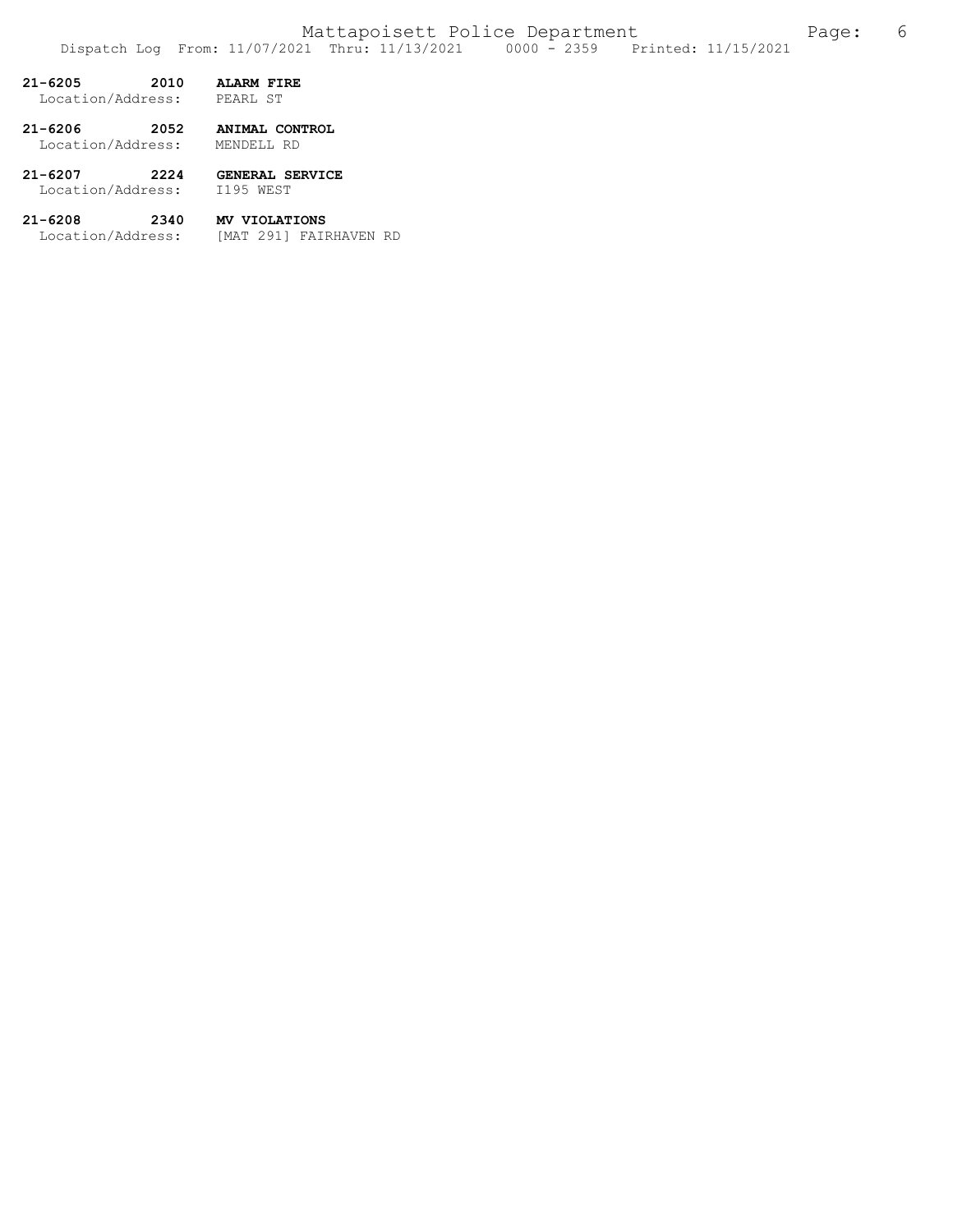**21-6205 2010 ALARM FIRE**
Location/Address: PEARL ST

**21-6206 2052 ANIMAL CONTROL**
Location/Address: MENDELL RD

**21-6207 2224 GENERAL SERVICE**
Location/Address: I195 WEST

**21-6208 2340 MV VIOLATIONS**
Location/Address: [MAT 291] FAIRHAVEN RD